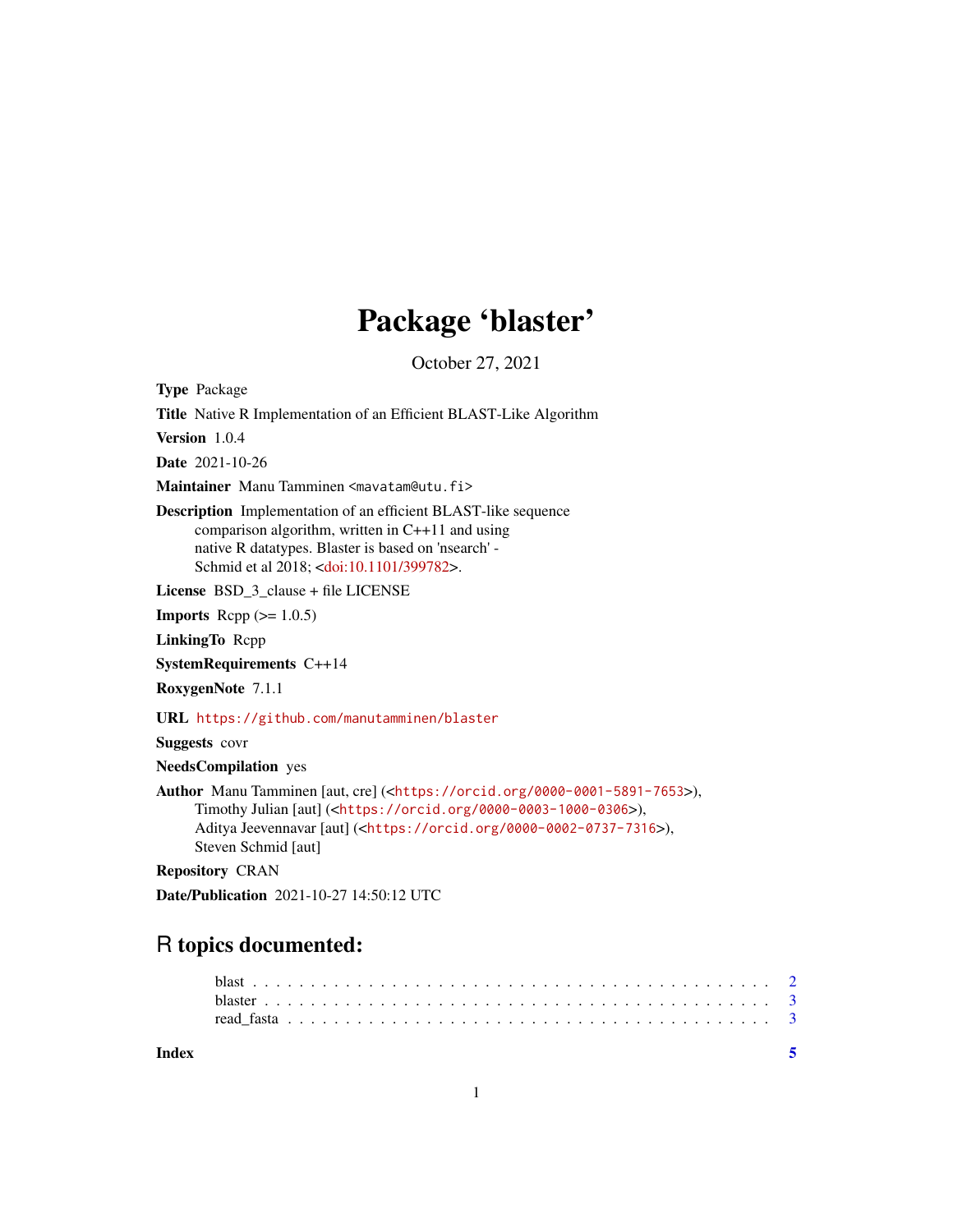# Package 'blaster'

October 27, 2021

**Type** Package

**Title** Native R Implementation of an Efficient BLAST-Like Algorithm

**Version** 1.0.4

**Date** 2021-10-26

**Maintainer** Manu Tamminen <mavatam@utu.fi>

**Description** Implementation of an efficient BLAST-like sequence comparison algorithm, written in C++11 and using native R datatypes. Blaster is based on 'nsearch' - Schmid et al 2018; <doi:10.1101/399782>.

**License** BSD_3_clause + file LICENSE

**Imports** Rcpp (>= 1.0.5)

**LinkingTo** Rcpp

**SystemRequirements** C++14

**RoxygenNote** 7.1.1

**URL** https://github.com/manutamminen/blaster

**Suggests** covr

**NeedsCompilation** yes

**Author** Manu Tamminen [aut, cre] (<https://orcid.org/0000-0001-5891-7653>), Timothy Julian [aut] (<https://orcid.org/0000-0003-1000-0306>), Aditya Jeevennavar [aut] (<https://orcid.org/0000-0002-0737-7316>), Steven Schmid [aut]

**Repository** CRAN

**Date/Publication** 2021-10-27 14:50:12 UTC

## R topics documented:

| | |
|---|---|
| blast | 2 |
| blaster | 3 |
| read_fasta | 3 |
| **Index** | **5** |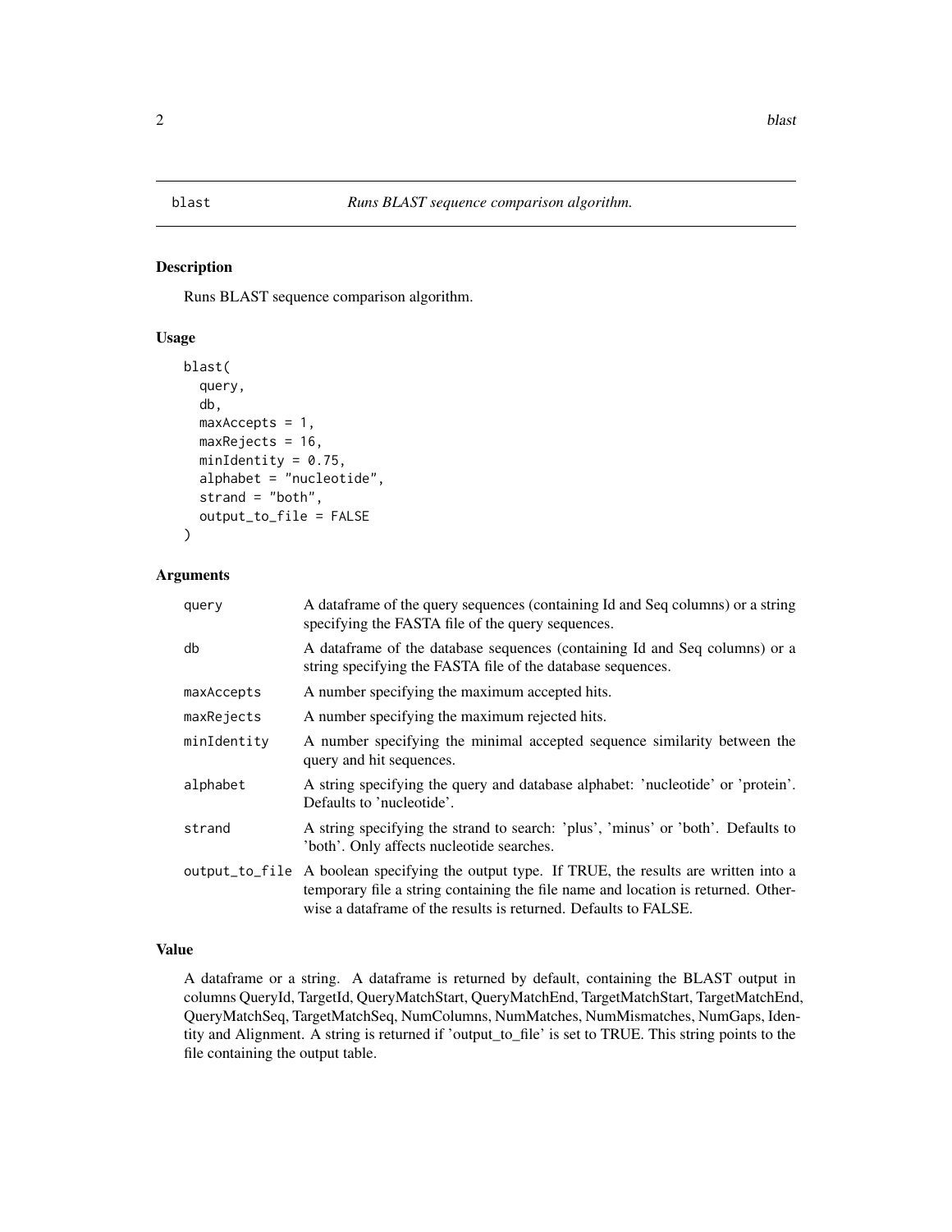# blast — *Runs BLAST sequence comparison algorithm.*

## Description

Runs BLAST sequence comparison algorithm.

## Usage

```
blast(
  query,
  db,
  maxAccepts = 1,
  maxRejects = 16,
  minIdentity = 0.75,
  alphabet = "nucleotide",
  strand = "both",
  output_to_file = FALSE
)
```

## Arguments

| Argument | Description |
|---|---|
| `query` | A dataframe of the query sequences (containing Id and Seq columns) or a string specifying the FASTA file of the query sequences. |
| `db` | A dataframe of the database sequences (containing Id and Seq columns) or a string specifying the FASTA file of the database sequences. |
| `maxAccepts` | A number specifying the maximum accepted hits. |
| `maxRejects` | A number specifying the maximum rejected hits. |
| `minIdentity` | A number specifying the minimal accepted sequence similarity between the query and hit sequences. |
| `alphabet` | A string specifying the query and database alphabet: 'nucleotide' or 'protein'. Defaults to 'nucleotide'. |
| `strand` | A string specifying the strand to search: 'plus', 'minus' or 'both'. Defaults to 'both'. Only affects nucleotide searches. |
| `output_to_file` | A boolean specifying the output type. If TRUE, the results are written into a temporary file a string containing the file name and location is returned. Otherwise a dataframe of the results is returned. Defaults to FALSE. |

## Value

A dataframe or a string. A dataframe is returned by default, containing the BLAST output in columns QueryId, TargetId, QueryMatchStart, QueryMatchEnd, TargetMatchStart, TargetMatchEnd, QueryMatchSeq, TargetMatchSeq, NumColumns, NumMatches, NumMismatches, NumGaps, Identity and Alignment. A string is returned if 'output_to_file' is set to TRUE. This string points to the file containing the output table.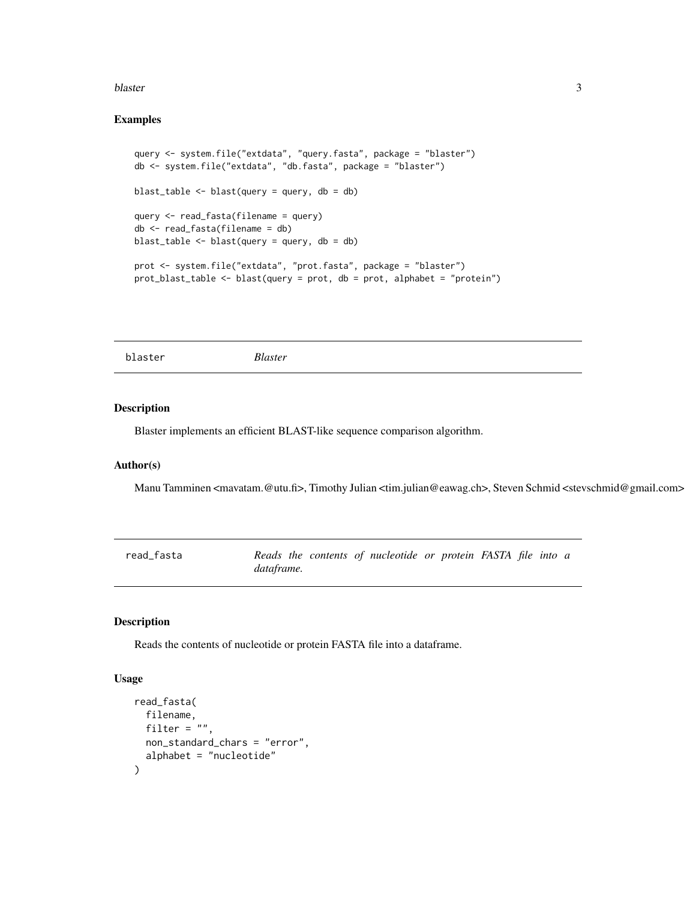### Examples

```
query <- system.file("extdata", "query.fasta", package = "blaster")
db <- system.file("extdata", "db.fasta", package = "blaster")

blast_table <- blast(query = query, db = db)

query <- read_fasta(filename = query)
db <- read_fasta(filename = db)
blast_table <- blast(query = query, db = db)

prot <- system.file("extdata", "prot.fasta", package = "blaster")
prot_blast_table <- blast(query = prot, db = prot, alphabet = "protein")
```

---

## blaster — *Blaster*

---

### Description

Blaster implements an efficient BLAST-like sequence comparison algorithm.

### Author(s)

Manu Tamminen <mavatam.@utu.fi>, Timothy Julian <tim.julian@eawag.ch>, Steven Schmid <stevschmid@gmail.com>

---

## read_fasta — *Reads the contents of nucleotide or protein FASTA file into a dataframe.*

---

### Description

Reads the contents of nucleotide or protein FASTA file into a dataframe.

### Usage

```
read_fasta(
  filename,
  filter = "",
  non_standard_chars = "error",
  alphabet = "nucleotide"
)
```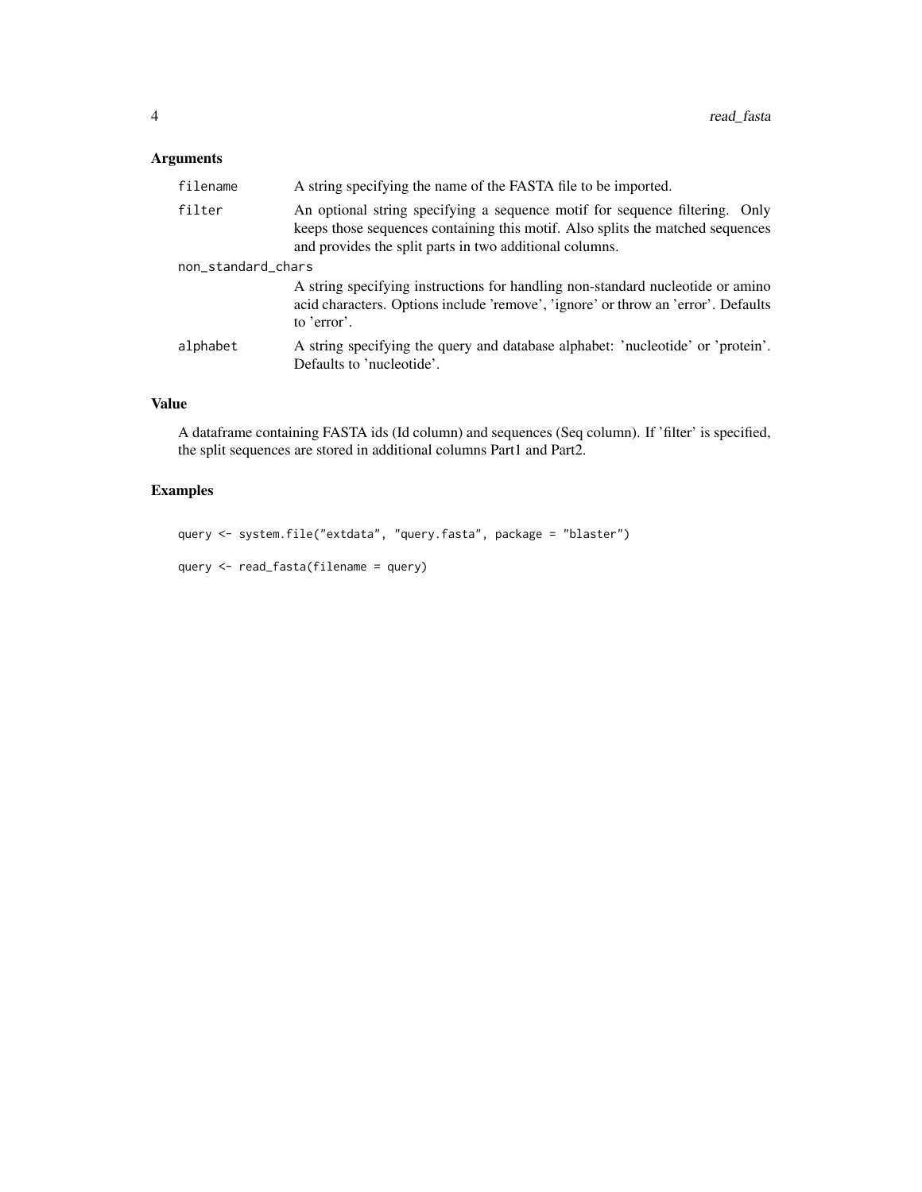## Arguments

| | |
|---|---|
| `filename` | A string specifying the name of the FASTA file to be imported. |
| `filter` | An optional string specifying a sequence motif for sequence filtering. Only keeps those sequences containing this motif. Also splits the matched sequences and provides the split parts in two additional columns. |
| `non_standard_chars` | A string specifying instructions for handling non-standard nucleotide or amino acid characters. Options include 'remove', 'ignore' or throw an 'error'. Defaults to 'error'. |
| `alphabet` | A string specifying the query and database alphabet: 'nucleotide' or 'protein'. Defaults to 'nucleotide'. |

## Value

A dataframe containing FASTA ids (Id column) and sequences (Seq column). If 'filter' is specified, the split sequences are stored in additional columns Part1 and Part2.

## Examples

```
query <- system.file("extdata", "query.fasta", package = "blaster")

query <- read_fasta(filename = query)
```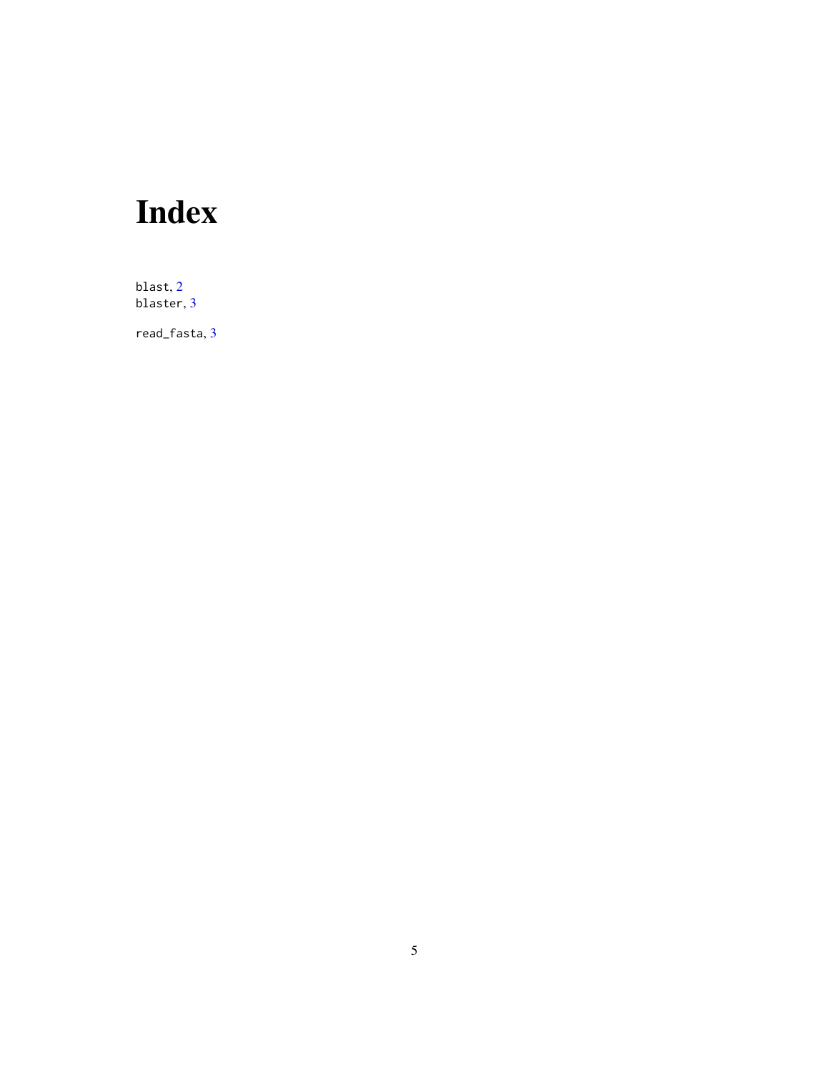# Index

blast, 2
blaster, 3

read_fasta, 3